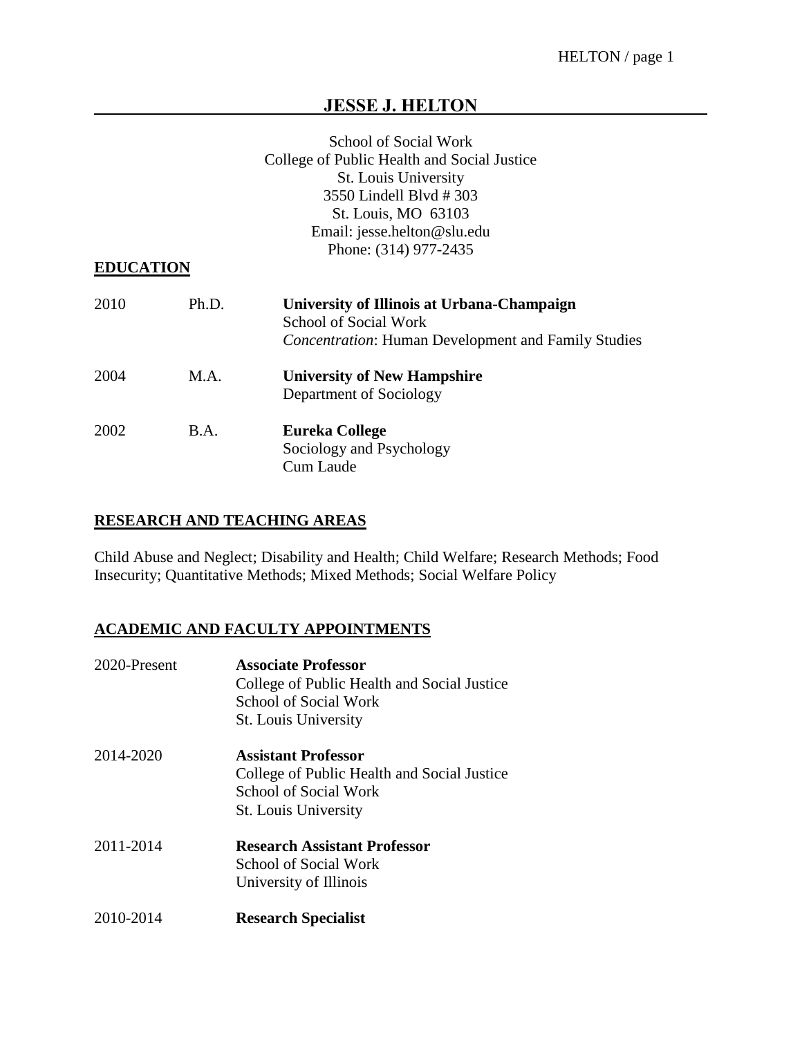# JESSE J. HELTON

School of Social Work
College of Public Health and Social Justice
St. Louis University
3550 Lindell Blvd # 303
St. Louis, MO 63103
Email: jesse.helton@slu.edu
Phone: (314) 977-2435

## EDUCATION

| | | |
|---|---|---|
| 2010 | Ph.D. | **University of Illinois at Urbana-Champaign**<br>School of Social Work<br>*Concentration*: Human Development and Family Studies |
| 2004 | M.A. | **University of New Hampshire**<br>Department of Sociology |
| 2002 | B.A. | **Eureka College**<br>Sociology and Psychology<br>Cum Laude |

## RESEARCH AND TEACHING AREAS

Child Abuse and Neglect; Disability and Health; Child Welfare; Research Methods; Food Insecurity; Quantitative Methods; Mixed Methods; Social Welfare Policy

## ACADEMIC AND FACULTY APPOINTMENTS

| | |
|---|---|
| 2020-Present | **Associate Professor**<br>College of Public Health and Social Justice<br>School of Social Work<br>St. Louis University |
| 2014-2020 | **Assistant Professor**<br>College of Public Health and Social Justice<br>School of Social Work<br>St. Louis University |
| 2011-2014 | **Research Assistant Professor**<br>School of Social Work<br>University of Illinois |
| 2010-2014 | **Research Specialist** |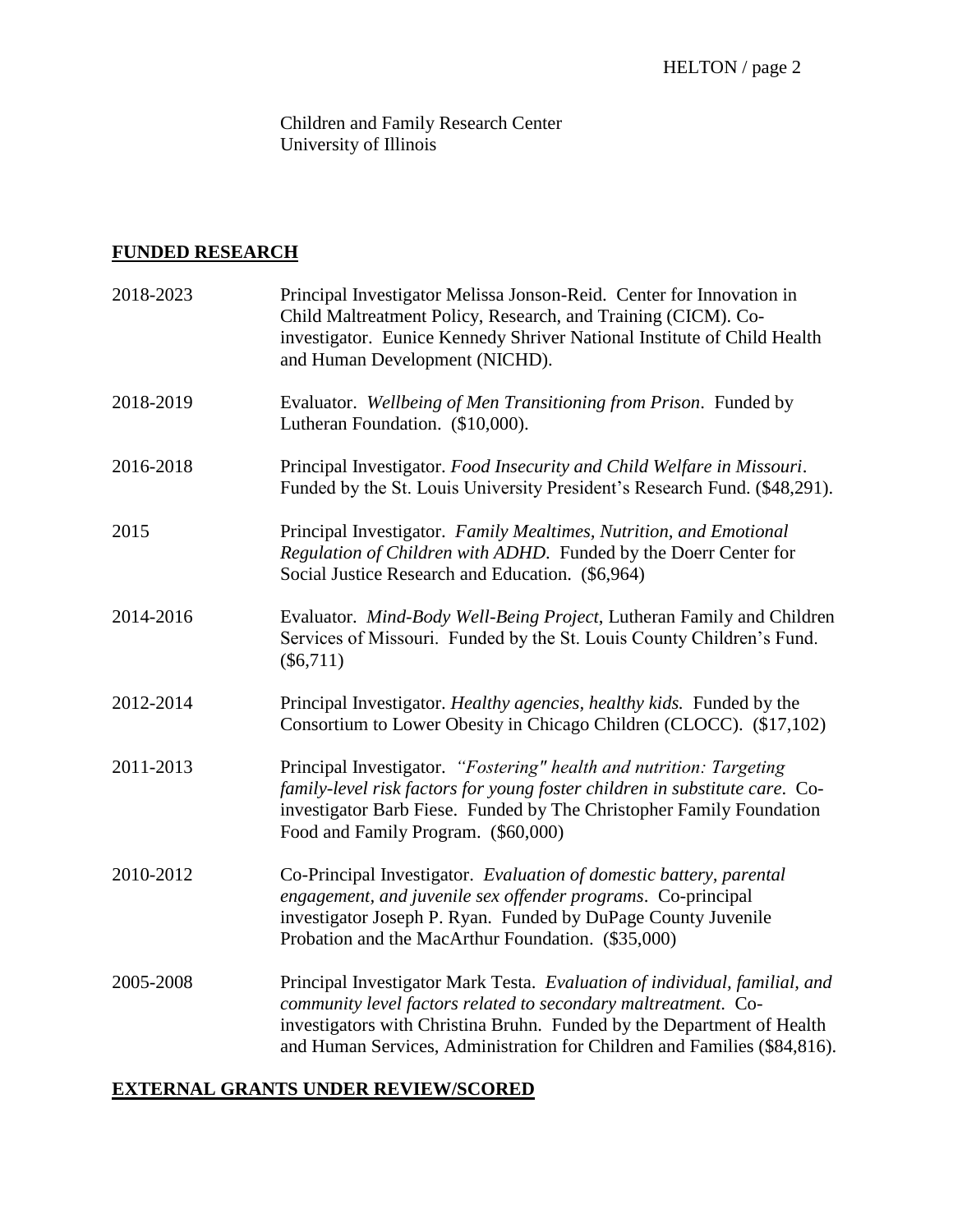Children and Family Research Center
University of Illinois

## FUNDED RESEARCH

2018-2023 Principal Investigator Melissa Jonson-Reid. Center for Innovation in Child Maltreatment Policy, Research, and Training (CICM). Co-investigator. Eunice Kennedy Shriver National Institute of Child Health and Human Development (NICHD).

2018-2019 Evaluator. *Wellbeing of Men Transitioning from Prison*. Funded by Lutheran Foundation. ($10,000).

2016-2018 Principal Investigator. *Food Insecurity and Child Welfare in Missouri*. Funded by the St. Louis University President's Research Fund. ($48,291).

2015 Principal Investigator. *Family Mealtimes, Nutrition, and Emotional Regulation of Children with ADHD*. Funded by the Doerr Center for Social Justice Research and Education. ($6,964)

2014-2016 Evaluator. *Mind-Body Well-Being Project*, Lutheran Family and Children Services of Missouri. Funded by the St. Louis County Children's Fund. ($6,711)

2012-2014 Principal Investigator. *Healthy agencies, healthy kids.* Funded by the Consortium to Lower Obesity in Chicago Children (CLOCC). ($17,102)

2011-2013 Principal Investigator. *"Fostering" health and nutrition: Targeting family-level risk factors for young foster children in substitute care*. Co-investigator Barb Fiese. Funded by The Christopher Family Foundation Food and Family Program. ($60,000)

2010-2012 Co-Principal Investigator. *Evaluation of domestic battery, parental engagement, and juvenile sex offender programs*. Co-principal investigator Joseph P. Ryan. Funded by DuPage County Juvenile Probation and the MacArthur Foundation. ($35,000)

2005-2008 Principal Investigator Mark Testa. *Evaluation of individual, familial, and community level factors related to secondary maltreatment*. Co-investigators with Christina Bruhn. Funded by the Department of Health and Human Services, Administration for Children and Families ($84,816).

## EXTERNAL GRANTS UNDER REVIEW/SCORED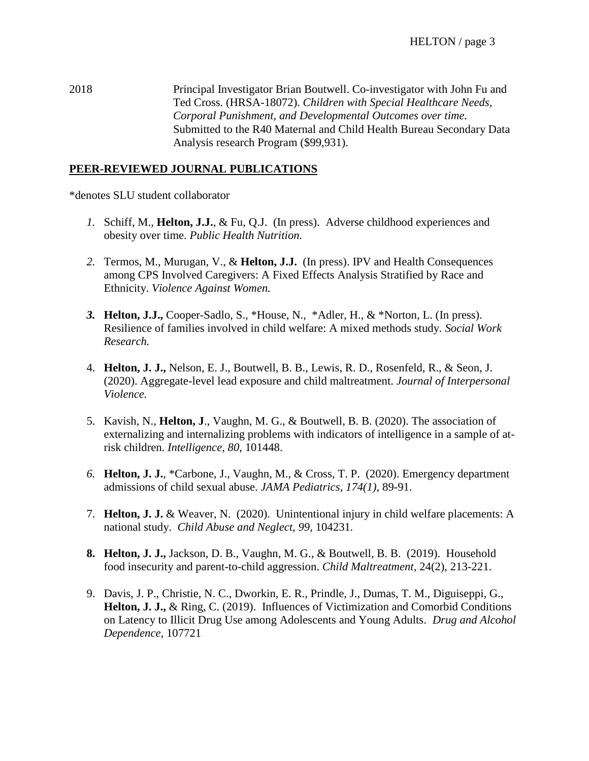2018 Principal Investigator Brian Boutwell. Co-investigator with John Fu and Ted Cross. (HRSA-18072). *Children with Special Healthcare Needs, Corporal Punishment, and Developmental Outcomes over time.* Submitted to the R40 Maternal and Child Health Bureau Secondary Data Analysis research Program ($99,931).

## PEER-REVIEWED JOURNAL PUBLICATIONS

*denotes SLU student collaborator

1. Schiff, M., **Helton, J.J.**, & Fu, Q.J. (In press). Adverse childhood experiences and obesity over time. *Public Health Nutrition.*

2. Termos, M., Murugan, V., & **Helton, J.J.** (In press). IPV and Health Consequences among CPS Involved Caregivers: A Fixed Effects Analysis Stratified by Race and Ethnicity. *Violence Against Women.*

3. **Helton, J.J.,** Cooper-Sadlo, S., *House, N., *Adler, H., & *Norton, L. (In press). Resilience of families involved in child welfare: A mixed methods study. *Social Work Research.*

4. **Helton, J. J.,** Nelson, E. J., Boutwell, B. B., Lewis, R. D., Rosenfeld, R., & Seon, J. (2020). Aggregate-level lead exposure and child maltreatment. *Journal of Interpersonal Violence.*

5. Kavish, N., **Helton, J**., Vaughn, M. G., & Boutwell, B. B. (2020). The association of externalizing and internalizing problems with indicators of intelligence in a sample of at-risk children. *Intelligence*, *80*, 101448.

6. **Helton, J. J.**, *Carbone, J., Vaughn, M., & Cross, T. P. (2020). Emergency department admissions of child sexual abuse. *JAMA Pediatrics, 174(1),* 89-91.

7. **Helton, J. J.** & Weaver, N. (2020). Unintentional injury in child welfare placements: A national study. *Child Abuse and Neglect, 99,* 104231.

8. **Helton, J. J.,** Jackson, D. B., Vaughn, M. G., & Boutwell, B. B. (2019). Household food insecurity and parent-to-child aggression. *Child Maltreatment*, 24(2), 213-221.

9. Davis, J. P., Christie, N. C., Dworkin, E. R., Prindle, J., Dumas, T. M., Diguiseppi, G., **Helton, J. J.,** & Ring, C. (2019). Influences of Victimization and Comorbid Conditions on Latency to Illicit Drug Use among Adolescents and Young Adults. *Drug and Alcohol Dependence,* 107721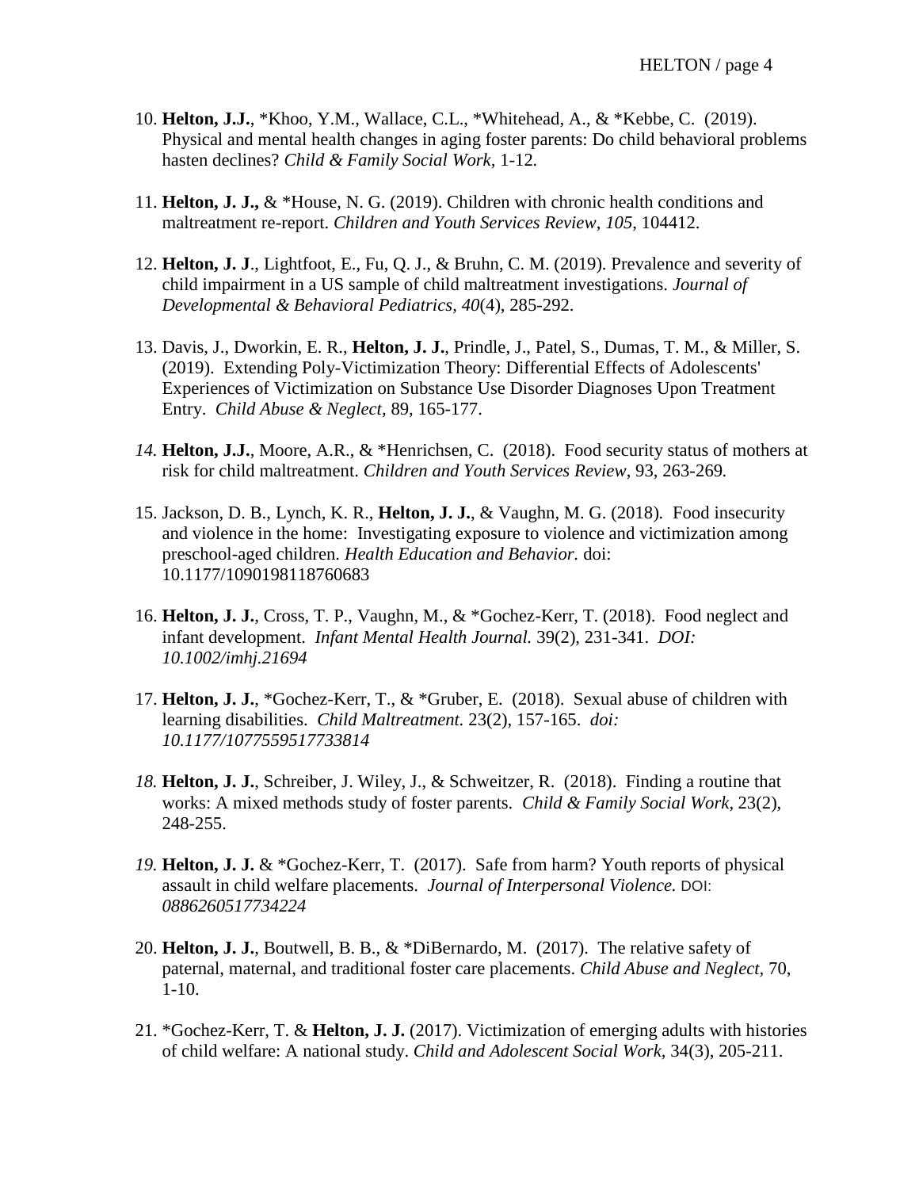10. **Helton, J.J.**, *Khoo, Y.M., Wallace, C.L., *Whitehead, A., & *Kebbe, C. (2019). Physical and mental health changes in aging foster parents: Do child behavioral problems hasten declines? *Child & Family Social Work,* 1-12.

11. **Helton, J. J.,** & *House, N. G. (2019). Children with chronic health conditions and maltreatment re-report. *Children and Youth Services Review*, *105*, 104412.

12. **Helton, J. J**., Lightfoot, E., Fu, Q. J., & Bruhn, C. M. (2019). Prevalence and severity of child impairment in a US sample of child maltreatment investigations. *Journal of Developmental & Behavioral Pediatrics*, *40*(4), 285-292.

13. Davis, J., Dworkin, E. R., **Helton, J. J.**, Prindle, J., Patel, S., Dumas, T. M., & Miller, S. (2019). Extending Poly-Victimization Theory: Differential Effects of Adolescents' Experiences of Victimization on Substance Use Disorder Diagnoses Upon Treatment Entry. *Child Abuse & Neglect*, 89, 165-177.

14. **Helton, J.J.**, Moore, A.R., & *Henrichsen, C. (2018). Food security status of mothers at risk for child maltreatment. *Children and Youth Services Review,* 93, 263-269*.*

15. Jackson, D. B., Lynch, K. R., **Helton, J. J.**, & Vaughn, M. G. (2018). Food insecurity and violence in the home: Investigating exposure to violence and victimization among preschool-aged children. *Health Education and Behavior.* doi: 10.1177/1090198118760683

16. **Helton, J. J.**, Cross, T. P., Vaughn, M., & *Gochez-Kerr, T. (2018). Food neglect and infant development. *Infant Mental Health Journal.* 39(2), 231-341. *DOI: 10.1002/imhj.21694*

17. **Helton, J. J.**, *Gochez-Kerr, T., & *Gruber, E. (2018). Sexual abuse of children with learning disabilities. *Child Maltreatment.* 23(2), 157-165. *doi: 10.1177/1077559517733814*

18. **Helton, J. J.**, Schreiber, J. Wiley, J., & Schweitzer, R. (2018). Finding a routine that works: A mixed methods study of foster parents. *Child & Family Social Work,* 23(2), 248-255.

19. **Helton, J. J.** & *Gochez-Kerr, T. (2017). Safe from harm? Youth reports of physical assault in child welfare placements. *Journal of Interpersonal Violence.* DOI: *0886260517734224*

20. **Helton, J. J.**, Boutwell, B. B., & *DiBernardo, M. (2017). The relative safety of paternal, maternal, and traditional foster care placements. *Child Abuse and Neglect,* 70, 1-10.

21. *Gochez-Kerr, T. & **Helton, J. J.** (2017). Victimization of emerging adults with histories of child welfare: A national study. *Child and Adolescent Social Work,* 34(3), 205-211.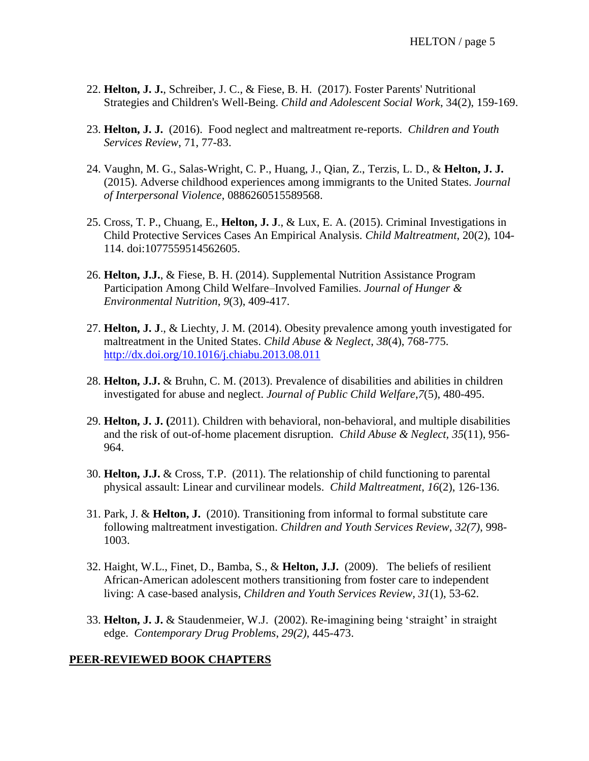22. **Helton, J. J.**, Schreiber, J. C., & Fiese, B. H. (2017). Foster Parents' Nutritional Strategies and Children's Well-Being. *Child and Adolescent Social Work*, 34(2), 159-169.

23. **Helton, J. J.** (2016). Food neglect and maltreatment re-reports. *Children and Youth Services Review*, 71, 77-83.

24. Vaughn, M. G., Salas-Wright, C. P., Huang, J., Qian, Z., Terzis, L. D., & **Helton, J. J.** (2015). Adverse childhood experiences among immigrants to the United States. *Journal of Interpersonal Violence*, 0886260515589568.

25. Cross, T. P., Chuang, E., **Helton, J. J**., & Lux, E. A. (2015). Criminal Investigations in Child Protective Services Cases An Empirical Analysis. *Child Maltreatment*, 20(2), 104-114. doi:1077559514562605.

26. **Helton, J.J.**, & Fiese, B. H. (2014). Supplemental Nutrition Assistance Program Participation Among Child Welfare–Involved Families. *Journal of Hunger & Environmental Nutrition*, *9*(3), 409-417.

27. **Helton, J. J**., & Liechty, J. M. (2014). Obesity prevalence among youth investigated for maltreatment in the United States. *Child Abuse & Neglect*, *38*(4), 768-775. http://dx.doi.org/10.1016/j.chiabu.2013.08.011

28. **Helton, J.J.** & Bruhn, C. M. (2013). Prevalence of disabilities and abilities in children investigated for abuse and neglect. *Journal of Public Child Welfare*,*7*(5), 480-495.

29. **Helton, J. J. (**2011). Children with behavioral, non-behavioral, and multiple disabilities and the risk of out-of-home placement disruption. *Child Abuse & Neglect*, *35*(11), 956-964.

30. **Helton, J.J.** & Cross, T.P. (2011). The relationship of child functioning to parental physical assault: Linear and curvilinear models. *Child Maltreatment*, *16*(2), 126-136.

31. Park, J. & **Helton, J.** (2010). Transitioning from informal to formal substitute care following maltreatment investigation. *Children and Youth Services Review*, *32(7)*, 998-1003.

32. Haight, W.L., Finet, D., Bamba, S., & **Helton, J.J.** (2009). The beliefs of resilient African-American adolescent mothers transitioning from foster care to independent living: A case-based analysis, *Children and Youth Services Review*, *31*(1), 53-62.

33. **Helton, J. J.** & Staudenmeier, W.J. (2002). Re-imagining being 'straight' in straight edge. *Contemporary Drug Problems*, *29(2)*, 445-473.

## PEER-REVIEWED BOOK CHAPTERS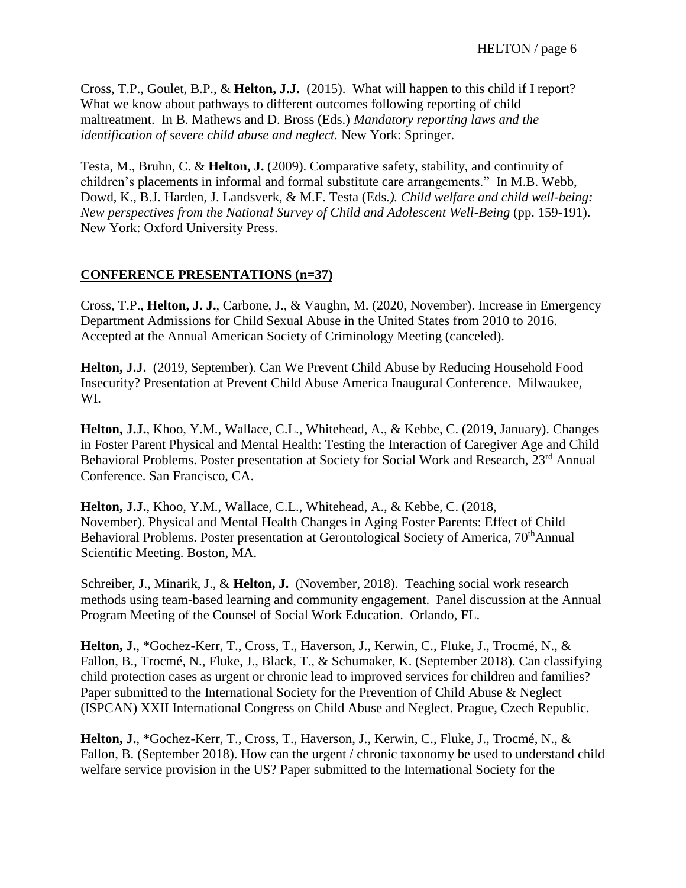Cross, T.P., Goulet, B.P., & **Helton, J.J.** (2015). What will happen to this child if I report? What we know about pathways to different outcomes following reporting of child maltreatment. In B. Mathews and D. Bross (Eds.) *Mandatory reporting laws and the identification of severe child abuse and neglect.* New York: Springer.

Testa, M., Bruhn, C. & **Helton, J.** (2009). Comparative safety, stability, and continuity of children's placements in informal and formal substitute care arrangements." In M.B. Webb, Dowd, K., B.J. Harden, J. Landsverk, & M.F. Testa (Eds*.). Child welfare and child well-being: New perspectives from the National Survey of Child and Adolescent Well-Being* (pp. 159-191). New York: Oxford University Press.

## CONFERENCE PRESENTATIONS (n=37)

Cross, T.P., **Helton, J. J.**, Carbone, J., & Vaughn, M. (2020, November). Increase in Emergency Department Admissions for Child Sexual Abuse in the United States from 2010 to 2016. Accepted at the Annual American Society of Criminology Meeting (canceled).

**Helton, J.J.** (2019, September). Can We Prevent Child Abuse by Reducing Household Food Insecurity? Presentation at Prevent Child Abuse America Inaugural Conference. Milwaukee, WI.

**Helton, J.J.**, Khoo, Y.M., Wallace, C.L., Whitehead, A., & Kebbe, C. (2019, January). Changes in Foster Parent Physical and Mental Health: Testing the Interaction of Caregiver Age and Child Behavioral Problems. Poster presentation at Society for Social Work and Research, 23rd Annual Conference. San Francisco, CA.

**Helton, J.J.**, Khoo, Y.M., Wallace, C.L., Whitehead, A., & Kebbe, C. (2018, November). Physical and Mental Health Changes in Aging Foster Parents: Effect of Child Behavioral Problems. Poster presentation at Gerontological Society of America, 70thAnnual Scientific Meeting. Boston, MA.

Schreiber, J., Minarik, J., & **Helton, J.** (November, 2018). Teaching social work research methods using team-based learning and community engagement. Panel discussion at the Annual Program Meeting of the Counsel of Social Work Education. Orlando, FL.

**Helton, J.**, *Gochez-Kerr, T., Cross, T., Haverson, J., Kerwin, C., Fluke, J., Trocmé, N., & Fallon, B., Trocmé, N., Fluke, J., Black, T., & Schumaker, K. (September 2018). Can classifying child protection cases as urgent or chronic lead to improved services for children and families? Paper submitted to the International Society for the Prevention of Child Abuse & Neglect (ISPCAN) XXII International Congress on Child Abuse and Neglect. Prague, Czech Republic.

**Helton, J.**, *Gochez-Kerr, T., Cross, T., Haverson, J., Kerwin, C., Fluke, J., Trocmé, N., & Fallon, B. (September 2018). How can the urgent / chronic taxonomy be used to understand child welfare service provision in the US? Paper submitted to the International Society for the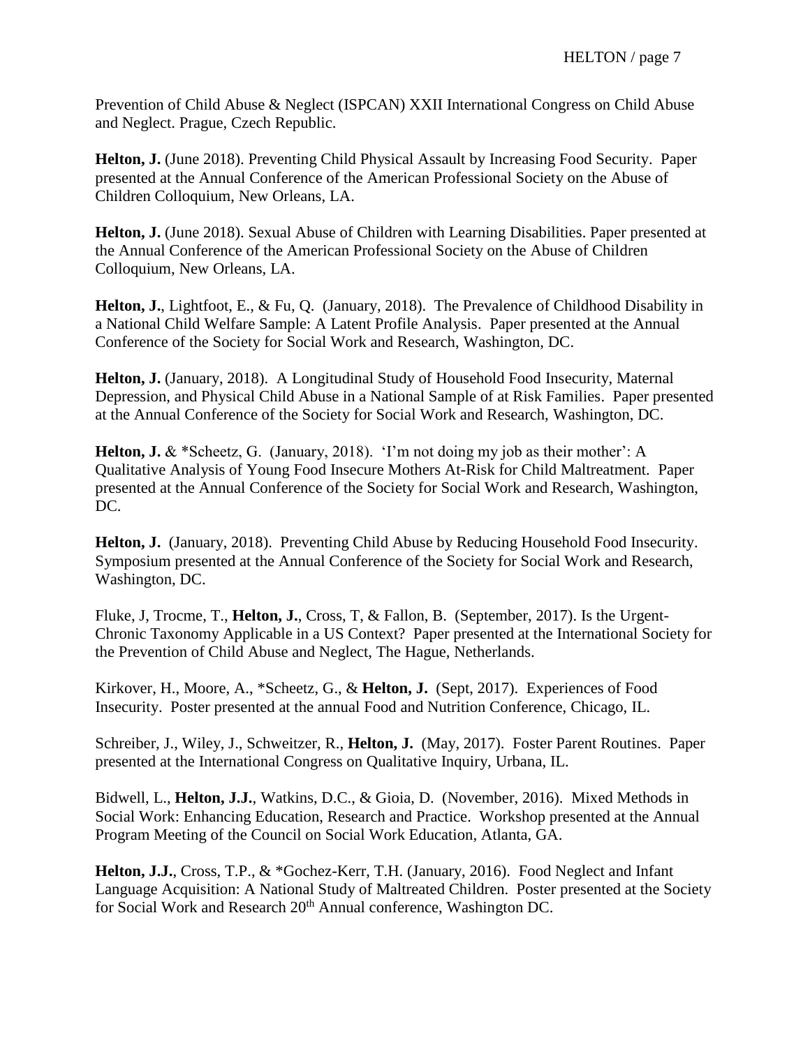Prevention of Child Abuse & Neglect (ISPCAN) XXII International Congress on Child Abuse and Neglect. Prague, Czech Republic.

**Helton, J.** (June 2018). Preventing Child Physical Assault by Increasing Food Security. Paper presented at the Annual Conference of the American Professional Society on the Abuse of Children Colloquium, New Orleans, LA.

**Helton, J.** (June 2018). Sexual Abuse of Children with Learning Disabilities. Paper presented at the Annual Conference of the American Professional Society on the Abuse of Children Colloquium, New Orleans, LA.

**Helton, J.**, Lightfoot, E., & Fu, Q. (January, 2018). The Prevalence of Childhood Disability in a National Child Welfare Sample: A Latent Profile Analysis. Paper presented at the Annual Conference of the Society for Social Work and Research, Washington, DC.

**Helton, J.** (January, 2018). A Longitudinal Study of Household Food Insecurity, Maternal Depression, and Physical Child Abuse in a National Sample of at Risk Families. Paper presented at the Annual Conference of the Society for Social Work and Research, Washington, DC.

**Helton, J.** & *Scheetz, G. (January, 2018). 'I'm not doing my job as their mother': A Qualitative Analysis of Young Food Insecure Mothers At-Risk for Child Maltreatment. Paper presented at the Annual Conference of the Society for Social Work and Research, Washington, DC.

**Helton, J.** (January, 2018). Preventing Child Abuse by Reducing Household Food Insecurity. Symposium presented at the Annual Conference of the Society for Social Work and Research, Washington, DC.

Fluke, J, Trocme, T., **Helton, J.**, Cross, T, & Fallon, B. (September, 2017). Is the Urgent-Chronic Taxonomy Applicable in a US Context? Paper presented at the International Society for the Prevention of Child Abuse and Neglect, The Hague, Netherlands.

Kirkover, H., Moore, A., *Scheetz, G., & **Helton, J.** (Sept, 2017). Experiences of Food Insecurity. Poster presented at the annual Food and Nutrition Conference, Chicago, IL.

Schreiber, J., Wiley, J., Schweitzer, R., **Helton, J.** (May, 2017). Foster Parent Routines. Paper presented at the International Congress on Qualitative Inquiry, Urbana, IL.

Bidwell, L., **Helton, J.J.**, Watkins, D.C., & Gioia, D. (November, 2016). Mixed Methods in Social Work: Enhancing Education, Research and Practice. Workshop presented at the Annual Program Meeting of the Council on Social Work Education, Atlanta, GA.

**Helton, J.J.**, Cross, T.P., & *Gochez-Kerr, T.H. (January, 2016). Food Neglect and Infant Language Acquisition: A National Study of Maltreated Children. Poster presented at the Society for Social Work and Research 20th Annual conference, Washington DC.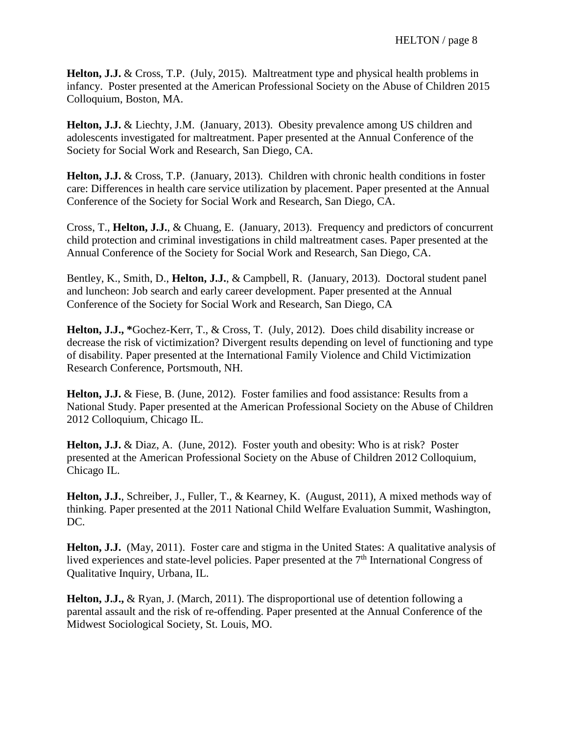**Helton, J.J.** & Cross, T.P. (July, 2015). Maltreatment type and physical health problems in infancy. Poster presented at the American Professional Society on the Abuse of Children 2015 Colloquium, Boston, MA.

**Helton, J.J.** & Liechty, J.M. (January, 2013). Obesity prevalence among US children and adolescents investigated for maltreatment. Paper presented at the Annual Conference of the Society for Social Work and Research, San Diego, CA.

**Helton, J.J.** & Cross, T.P. (January, 2013). Children with chronic health conditions in foster care: Differences in health care service utilization by placement. Paper presented at the Annual Conference of the Society for Social Work and Research, San Diego, CA.

Cross, T., **Helton, J.J.**, & Chuang, E. (January, 2013). Frequency and predictors of concurrent child protection and criminal investigations in child maltreatment cases. Paper presented at the Annual Conference of the Society for Social Work and Research, San Diego, CA.

Bentley, K., Smith, D., **Helton, J.J.**, & Campbell, R. (January, 2013). Doctoral student panel and luncheon: Job search and early career development. Paper presented at the Annual Conference of the Society for Social Work and Research, San Diego, CA

**Helton, J.J., \***Gochez-Kerr, T., & Cross, T. (July, 2012). Does child disability increase or decrease the risk of victimization? Divergent results depending on level of functioning and type of disability. Paper presented at the International Family Violence and Child Victimization Research Conference, Portsmouth, NH.

**Helton, J.J.** & Fiese, B. (June, 2012). Foster families and food assistance: Results from a National Study. Paper presented at the American Professional Society on the Abuse of Children 2012 Colloquium, Chicago IL.

**Helton, J.J.** & Diaz, A. (June, 2012). Foster youth and obesity: Who is at risk? Poster presented at the American Professional Society on the Abuse of Children 2012 Colloquium, Chicago IL.

**Helton, J.J.**, Schreiber, J., Fuller, T., & Kearney, K. (August, 2011), A mixed methods way of thinking. Paper presented at the 2011 National Child Welfare Evaluation Summit, Washington, DC.

**Helton, J.J.** (May, 2011). Foster care and stigma in the United States: A qualitative analysis of lived experiences and state-level policies. Paper presented at the 7th International Congress of Qualitative Inquiry, Urbana, IL.

**Helton, J.J.,** & Ryan, J. (March, 2011). The disproportional use of detention following a parental assault and the risk of re-offending. Paper presented at the Annual Conference of the Midwest Sociological Society, St. Louis, MO.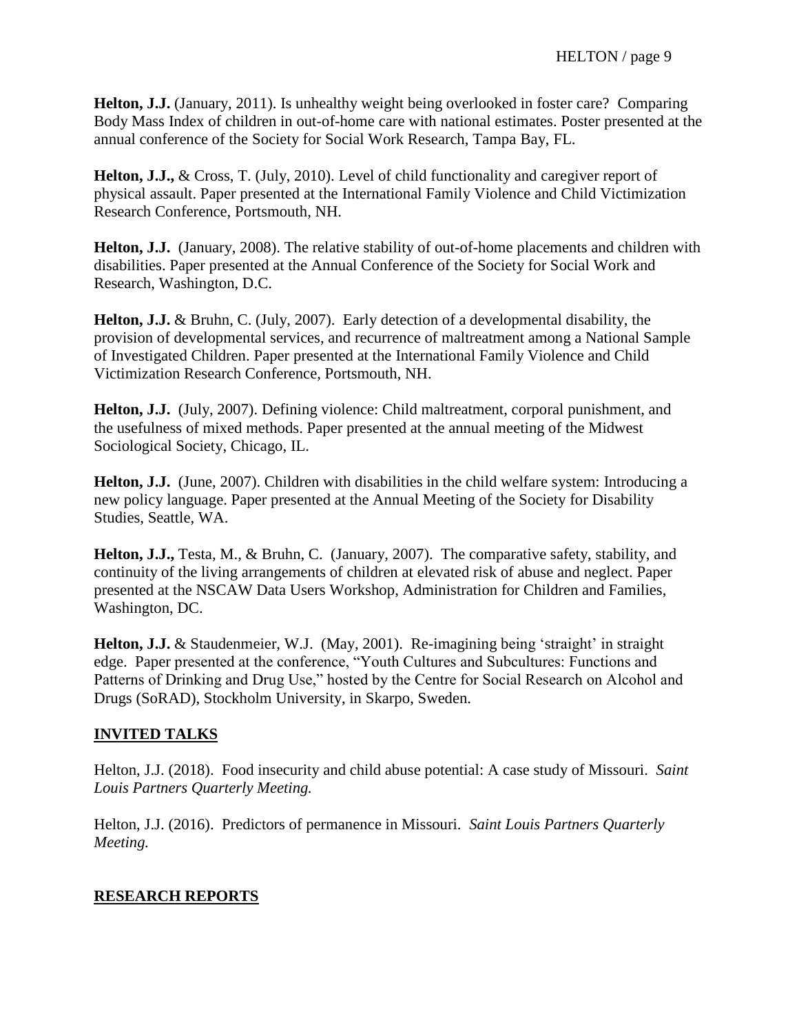**Helton, J.J.** (January, 2011). Is unhealthy weight being overlooked in foster care? Comparing Body Mass Index of children in out-of-home care with national estimates. Poster presented at the annual conference of the Society for Social Work Research, Tampa Bay, FL.

**Helton, J.J.,** & Cross, T. (July, 2010). Level of child functionality and caregiver report of physical assault. Paper presented at the International Family Violence and Child Victimization Research Conference, Portsmouth, NH.

**Helton, J.J.** (January, 2008). The relative stability of out-of-home placements and children with disabilities. Paper presented at the Annual Conference of the Society for Social Work and Research, Washington, D.C.

**Helton, J.J.** & Bruhn, C. (July, 2007). Early detection of a developmental disability, the provision of developmental services, and recurrence of maltreatment among a National Sample of Investigated Children. Paper presented at the International Family Violence and Child Victimization Research Conference, Portsmouth, NH.

**Helton, J.J.** (July, 2007). Defining violence: Child maltreatment, corporal punishment, and the usefulness of mixed methods. Paper presented at the annual meeting of the Midwest Sociological Society, Chicago, IL.

**Helton, J.J.** (June, 2007). Children with disabilities in the child welfare system: Introducing a new policy language. Paper presented at the Annual Meeting of the Society for Disability Studies, Seattle, WA.

**Helton, J.J.,** Testa, M., & Bruhn, C. (January, 2007). The comparative safety, stability, and continuity of the living arrangements of children at elevated risk of abuse and neglect. Paper presented at the NSCAW Data Users Workshop, Administration for Children and Families, Washington, DC.

**Helton, J.J.** & Staudenmeier, W.J. (May, 2001). Re-imagining being 'straight' in straight edge. Paper presented at the conference, "Youth Cultures and Subcultures: Functions and Patterns of Drinking and Drug Use," hosted by the Centre for Social Research on Alcohol and Drugs (SoRAD), Stockholm University, in Skarpo, Sweden.

## INVITED TALKS

Helton, J.J. (2018). Food insecurity and child abuse potential: A case study of Missouri. *Saint Louis Partners Quarterly Meeting.*

Helton, J.J. (2016). Predictors of permanence in Missouri. *Saint Louis Partners Quarterly Meeting.*

## RESEARCH REPORTS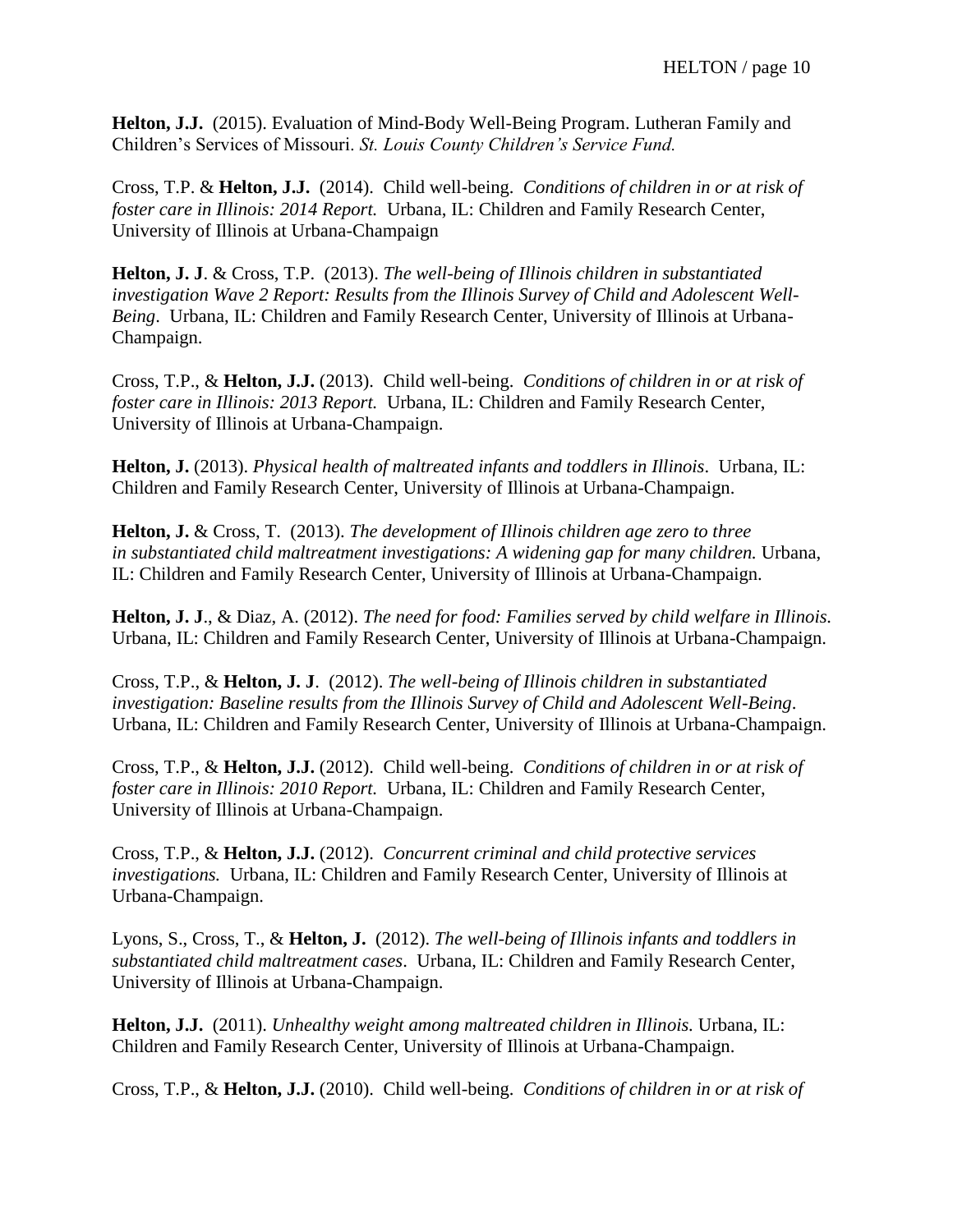**Helton, J.J.** (2015). Evaluation of Mind-Body Well-Being Program. Lutheran Family and Children's Services of Missouri. *St. Louis County Children's Service Fund.*

Cross, T.P. & **Helton, J.J.** (2014). Child well-being. *Conditions of children in or at risk of foster care in Illinois: 2014 Report.* Urbana, IL: Children and Family Research Center, University of Illinois at Urbana-Champaign

**Helton, J. J**. & Cross, T.P. (2013). *The well-being of Illinois children in substantiated investigation Wave 2 Report: Results from the Illinois Survey of Child and Adolescent Well-Being*. Urbana, IL: Children and Family Research Center, University of Illinois at Urbana-Champaign.

Cross, T.P., & **Helton, J.J.** (2013). Child well-being. *Conditions of children in or at risk of foster care in Illinois: 2013 Report.* Urbana, IL: Children and Family Research Center, University of Illinois at Urbana-Champaign.

**Helton, J.** (2013). *Physical health of maltreated infants and toddlers in Illinois*. Urbana, IL: Children and Family Research Center, University of Illinois at Urbana-Champaign.

**Helton, J.** & Cross, T. (2013). *The development of Illinois children age zero to three in substantiated child maltreatment investigations: A widening gap for many children.* Urbana, IL: Children and Family Research Center, University of Illinois at Urbana-Champaign.

**Helton, J. J**., & Diaz, A. (2012). *The need for food: Families served by child welfare in Illinois.* Urbana, IL: Children and Family Research Center, University of Illinois at Urbana-Champaign.

Cross, T.P., & **Helton, J. J**. (2012). *The well-being of Illinois children in substantiated investigation: Baseline results from the Illinois Survey of Child and Adolescent Well-Being*. Urbana, IL: Children and Family Research Center, University of Illinois at Urbana-Champaign.

Cross, T.P., & **Helton, J.J.** (2012). Child well-being. *Conditions of children in or at risk of foster care in Illinois: 2010 Report.* Urbana, IL: Children and Family Research Center, University of Illinois at Urbana-Champaign.

Cross, T.P., & **Helton, J.J.** (2012). *Concurrent criminal and child protective services investigations.* Urbana, IL: Children and Family Research Center, University of Illinois at Urbana-Champaign.

Lyons, S., Cross, T., & **Helton, J.** (2012). *The well-being of Illinois infants and toddlers in substantiated child maltreatment cases*. Urbana, IL: Children and Family Research Center, University of Illinois at Urbana-Champaign.

**Helton, J.J.** (2011). *Unhealthy weight among maltreated children in Illinois.* Urbana, IL: Children and Family Research Center, University of Illinois at Urbana-Champaign.

Cross, T.P., & **Helton, J.J.** (2010). Child well-being. *Conditions of children in or at risk of*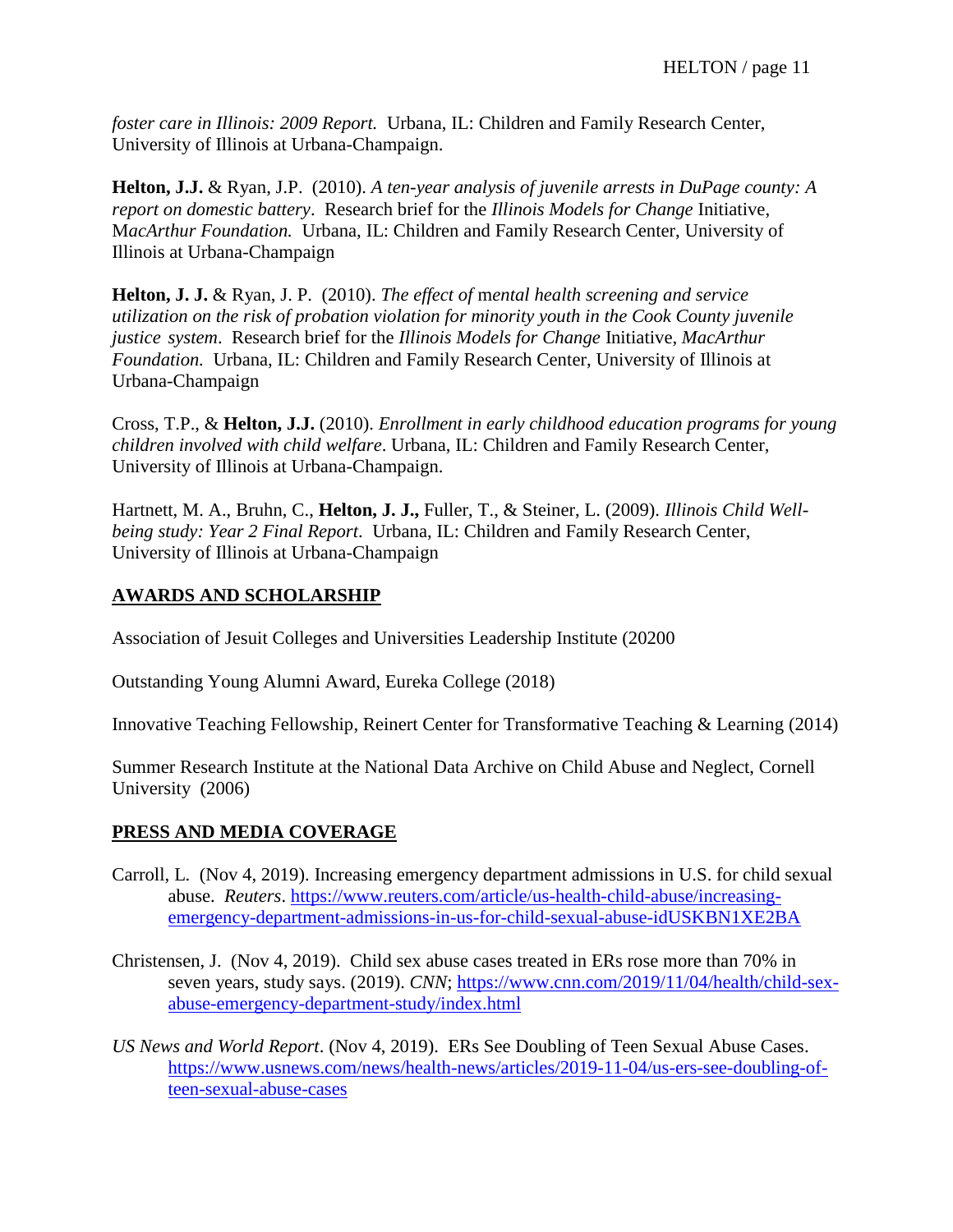*foster care in Illinois: 2009 Report.* Urbana, IL: Children and Family Research Center, University of Illinois at Urbana-Champaign.

**Helton, J.J.** & Ryan, J.P. (2010). *A ten-year analysis of juvenile arrests in DuPage county: A report on domestic battery*. Research brief for the *Illinois Models for Change* Initiative, M*acArthur Foundation.* Urbana, IL: Children and Family Research Center, University of Illinois at Urbana-Champaign

**Helton, J. J.** & Ryan, J. P. (2010). *The effect of* m*ental health screening and service utilization on the risk of probation violation for minority youth in the Cook County juvenile justice system*. Research brief for the *Illinois Models for Change* Initiative, *MacArthur Foundation.* Urbana, IL: Children and Family Research Center, University of Illinois at Urbana-Champaign

Cross, T.P., & **Helton, J.J.** (2010). *Enrollment in early childhood education programs for young children involved with child welfare*. Urbana, IL: Children and Family Research Center, University of Illinois at Urbana-Champaign.

Hartnett, M. A., Bruhn, C., **Helton, J. J.,** Fuller, T., & Steiner, L. (2009). *Illinois Child Well-being study: Year 2 Final Report*. Urbana, IL: Children and Family Research Center, University of Illinois at Urbana-Champaign

## AWARDS AND SCHOLARSHIP

Association of Jesuit Colleges and Universities Leadership Institute (20200

Outstanding Young Alumni Award, Eureka College (2018)

Innovative Teaching Fellowship, Reinert Center for Transformative Teaching & Learning (2014)

Summer Research Institute at the National Data Archive on Child Abuse and Neglect, Cornell University (2006)

## PRESS AND MEDIA COVERAGE

Carroll, L. (Nov 4, 2019). Increasing emergency department admissions in U.S. for child sexual abuse. *Reuters*. https://www.reuters.com/article/us-health-child-abuse/increasing-emergency-department-admissions-in-us-for-child-sexual-abuse-idUSKBN1XE2BA

Christensen, J. (Nov 4, 2019). Child sex abuse cases treated in ERs rose more than 70% in seven years, study says. (2019). *CNN*; https://www.cnn.com/2019/11/04/health/child-sex-abuse-emergency-department-study/index.html

*US News and World Report*. (Nov 4, 2019). ERs See Doubling of Teen Sexual Abuse Cases. https://www.usnews.com/news/health-news/articles/2019-11-04/us-ers-see-doubling-of-teen-sexual-abuse-cases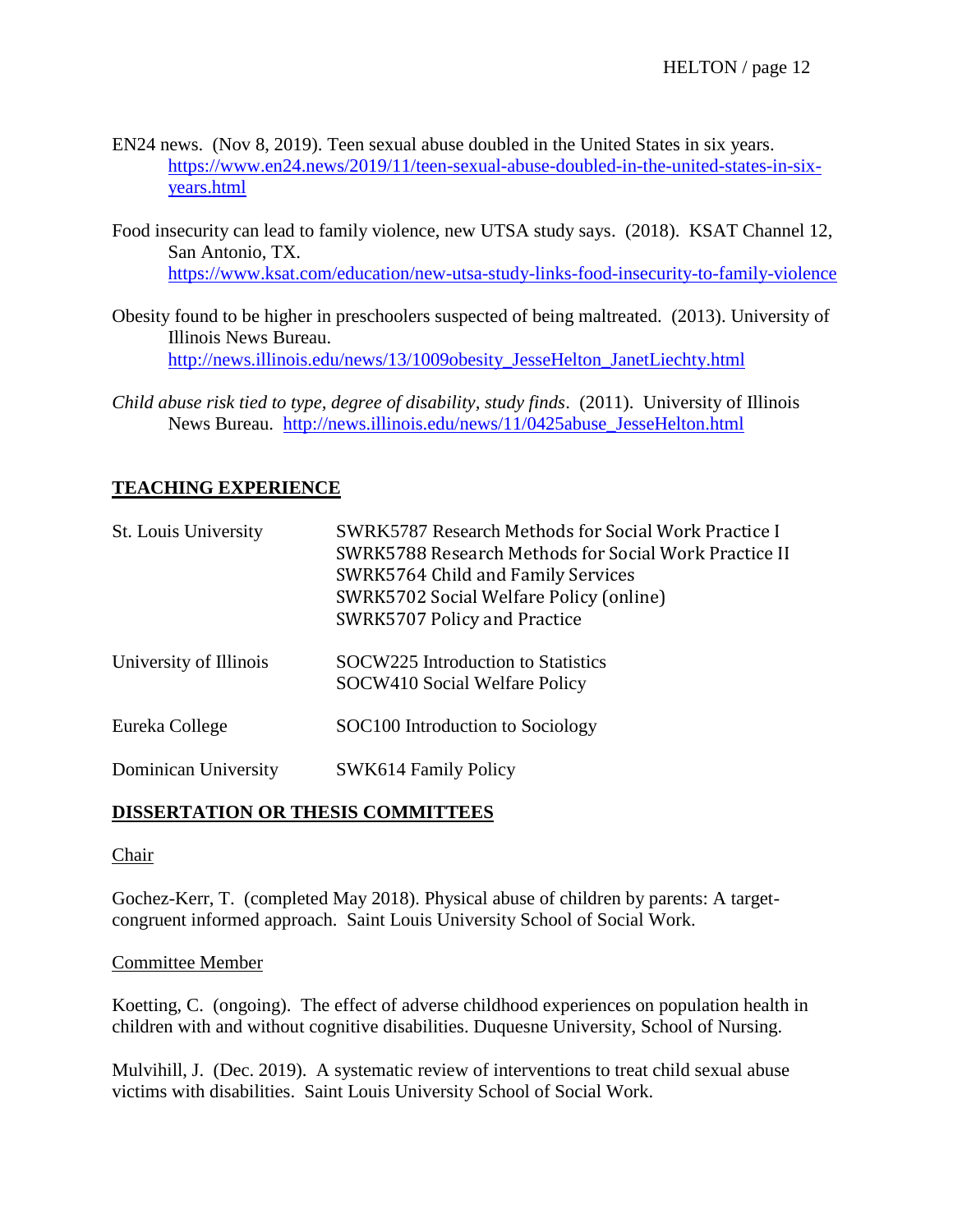EN24 news. (Nov 8, 2019). Teen sexual abuse doubled in the United States in six years. https://www.en24.news/2019/11/teen-sexual-abuse-doubled-in-the-united-states-in-six-years.html

Food insecurity can lead to family violence, new UTSA study says. (2018). KSAT Channel 12, San Antonio, TX. https://www.ksat.com/education/new-utsa-study-links-food-insecurity-to-family-violence

Obesity found to be higher in preschoolers suspected of being maltreated. (2013). University of Illinois News Bureau. http://news.illinois.edu/news/13/1009obesity_JesseHelton_JanetLiechty.html

*Child abuse risk tied to type, degree of disability, study finds*. (2011). University of Illinois News Bureau. http://news.illinois.edu/news/11/0425abuse_JesseHelton.html

## TEACHING EXPERIENCE

| | |
|---|---|
| St. Louis University | SWRK5787 Research Methods for Social Work Practice I<br>SWRK5788 Research Methods for Social Work Practice II<br>SWRK5764 Child and Family Services<br>SWRK5702 Social Welfare Policy (online)<br>SWRK5707 Policy and Practice |
| University of Illinois | SOCW225 Introduction to Statistics<br>SOCW410 Social Welfare Policy |
| Eureka College | SOC100 Introduction to Sociology |
| Dominican University | SWK614 Family Policy |

## DISSERTATION OR THESIS COMMITTEES

### Chair

Gochez-Kerr, T. (completed May 2018). Physical abuse of children by parents: A target-congruent informed approach. Saint Louis University School of Social Work.

### Committee Member

Koetting, C. (ongoing). The effect of adverse childhood experiences on population health in children with and without cognitive disabilities. Duquesne University, School of Nursing.

Mulvihill, J. (Dec. 2019). A systematic review of interventions to treat child sexual abuse victims with disabilities. Saint Louis University School of Social Work.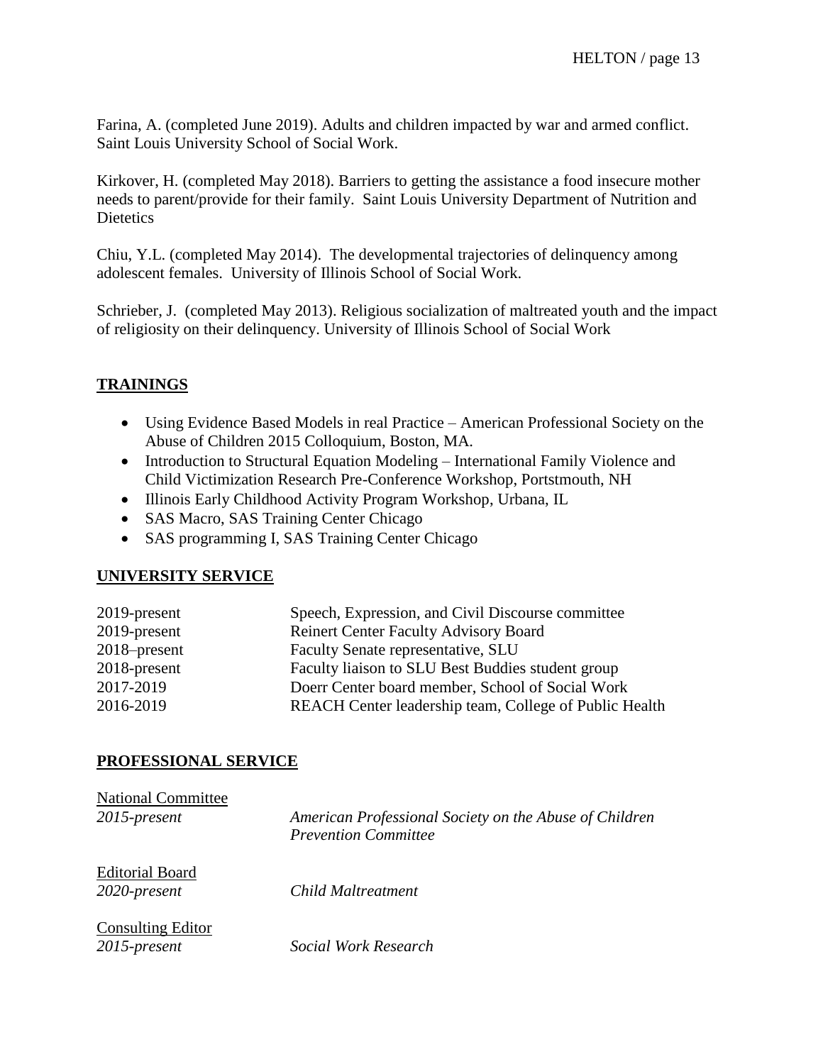Farina, A. (completed June 2019). Adults and children impacted by war and armed conflict. Saint Louis University School of Social Work.

Kirkover, H. (completed May 2018). Barriers to getting the assistance a food insecure mother needs to parent/provide for their family. Saint Louis University Department of Nutrition and Dietetics

Chiu, Y.L. (completed May 2014). The developmental trajectories of delinquency among adolescent females. University of Illinois School of Social Work.

Schrieber, J. (completed May 2013). Religious socialization of maltreated youth and the impact of religiosity on their delinquency. University of Illinois School of Social Work

## TRAININGS

- Using Evidence Based Models in real Practice – American Professional Society on the Abuse of Children 2015 Colloquium, Boston, MA.
- Introduction to Structural Equation Modeling – International Family Violence and Child Victimization Research Pre-Conference Workshop, Portsmouth, NH
- Illinois Early Childhood Activity Program Workshop, Urbana, IL
- SAS Macro, SAS Training Center Chicago
- SAS programming I, SAS Training Center Chicago

## UNIVERSITY SERVICE

| | |
|---|---|
| 2019-present | Speech, Expression, and Civil Discourse committee |
| 2019-present | Reinert Center Faculty Advisory Board |
| 2018–present | Faculty Senate representative, SLU |
| 2018-present | Faculty liaison to SLU Best Buddies student group |
| 2017-2019 | Doerr Center board member, School of Social Work |
| 2016-2019 | REACH Center leadership team, College of Public Health |

## PROFESSIONAL SERVICE

National Committee

*2015-present* — *American Professional Society on the Abuse of Children Prevention Committee*

Editorial Board

*2020-present* — *Child Maltreatment*

Consulting Editor

*2015-present* — *Social Work Research*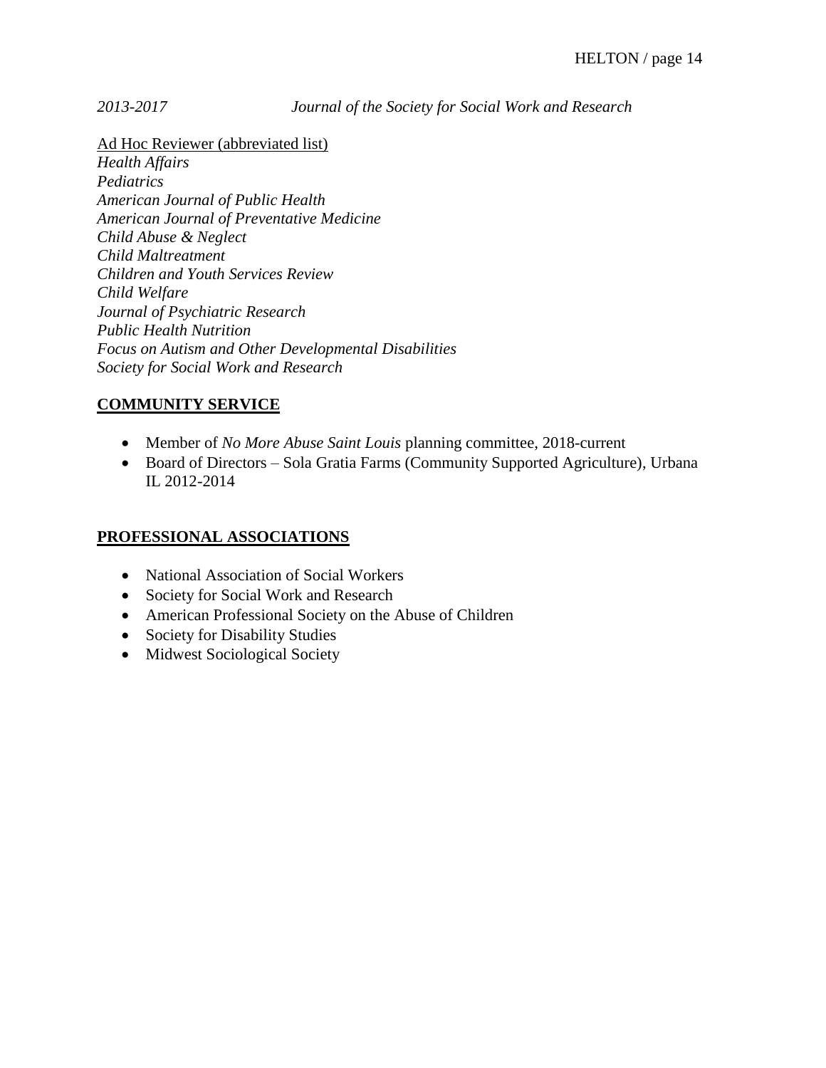*2013-2017* *Journal of the Society for Social Work and Research*

Ad Hoc Reviewer (abbreviated list)
*Health Affairs*
*Pediatrics*
*American Journal of Public Health*
*American Journal of Preventative Medicine*
*Child Abuse & Neglect*
*Child Maltreatment*
*Children and Youth Services Review*
*Child Welfare*
*Journal of Psychiatric Research*
*Public Health Nutrition*
*Focus on Autism and Other Developmental Disabilities*
*Society for Social Work and Research*

## COMMUNITY SERVICE

- Member of *No More Abuse Saint Louis* planning committee, 2018-current
- Board of Directors – Sola Gratia Farms (Community Supported Agriculture), Urbana IL 2012-2014

## PROFESSIONAL ASSOCIATIONS

- National Association of Social Workers
- Society for Social Work and Research
- American Professional Society on the Abuse of Children
- Society for Disability Studies
- Midwest Sociological Society